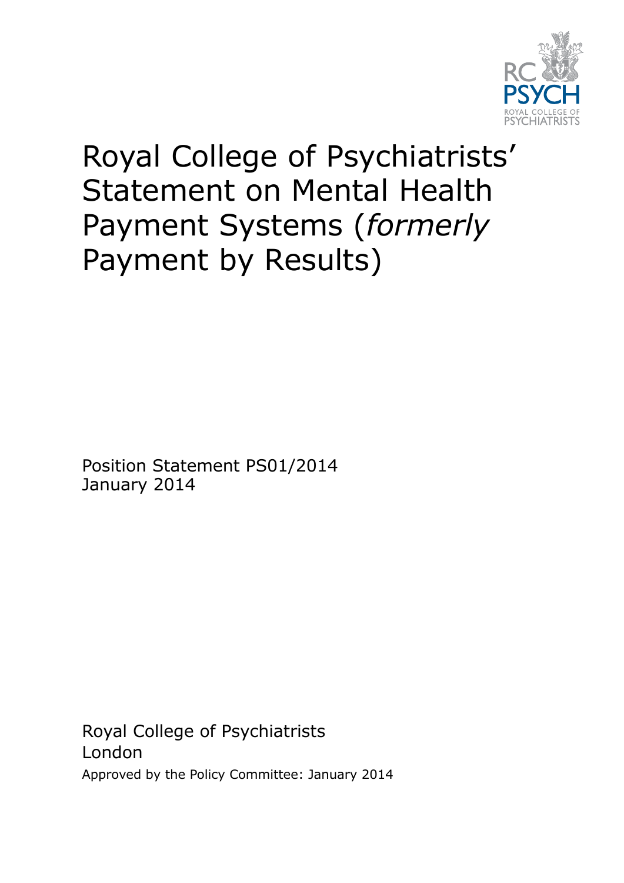# Royal College of Psychiatrists' Statement on Mental Health Payment Systems (*formerly* Payment by Results)

Position Statement PS01/2014
January 2014

Royal College of Psychiatrists
London
Approved by the Policy Committee: January 2014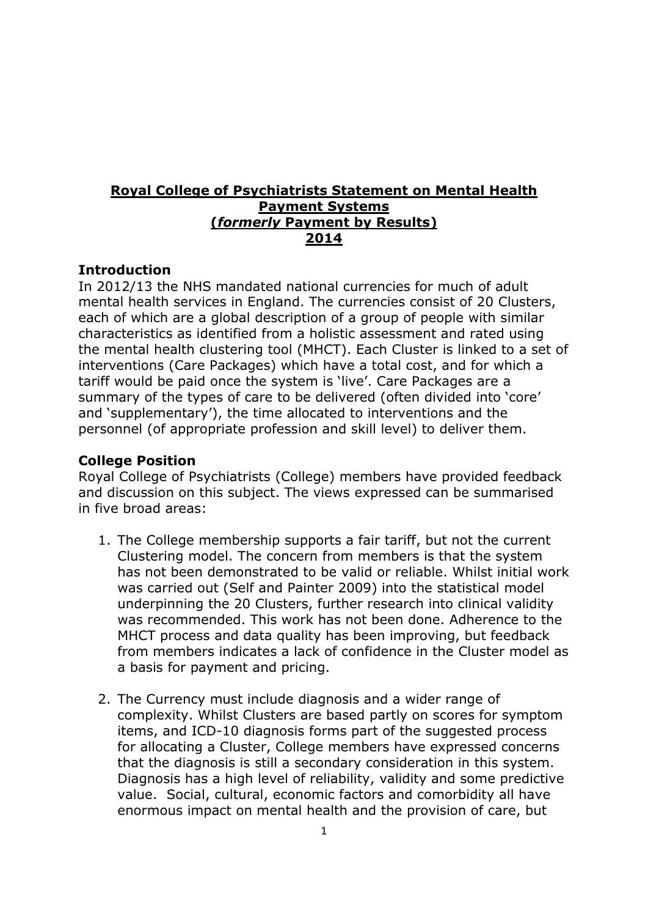# **Royal College of Psychiatrists Statement on Mental Health Payment Systems (*formerly* Payment by Results) 2014**

## Introduction

In 2012/13 the NHS mandated national currencies for much of adult mental health services in England. The currencies consist of 20 Clusters, each of which are a global description of a group of people with similar characteristics as identified from a holistic assessment and rated using the mental health clustering tool (MHCT). Each Cluster is linked to a set of interventions (Care Packages) which have a total cost, and for which a tariff would be paid once the system is 'live'. Care Packages are a summary of the types of care to be delivered (often divided into 'core' and 'supplementary'), the time allocated to interventions and the personnel (of appropriate profession and skill level) to deliver them.

## College Position

Royal College of Psychiatrists (College) members have provided feedback and discussion on this subject. The views expressed can be summarised in five broad areas:

1. The College membership supports a fair tariff, but not the current Clustering model. The concern from members is that the system has not been demonstrated to be valid or reliable. Whilst initial work was carried out (Self and Painter 2009) into the statistical model underpinning the 20 Clusters, further research into clinical validity was recommended. This work has not been done. Adherence to the MHCT process and data quality has been improving, but feedback from members indicates a lack of confidence in the Cluster model as a basis for payment and pricing.

2. The Currency must include diagnosis and a wider range of complexity. Whilst Clusters are based partly on scores for symptom items, and ICD-10 diagnosis forms part of the suggested process for allocating a Cluster, College members have expressed concerns that the diagnosis is still a secondary consideration in this system. Diagnosis has a high level of reliability, validity and some predictive value. Social, cultural, economic factors and comorbidity all have enormous impact on mental health and the provision of care, but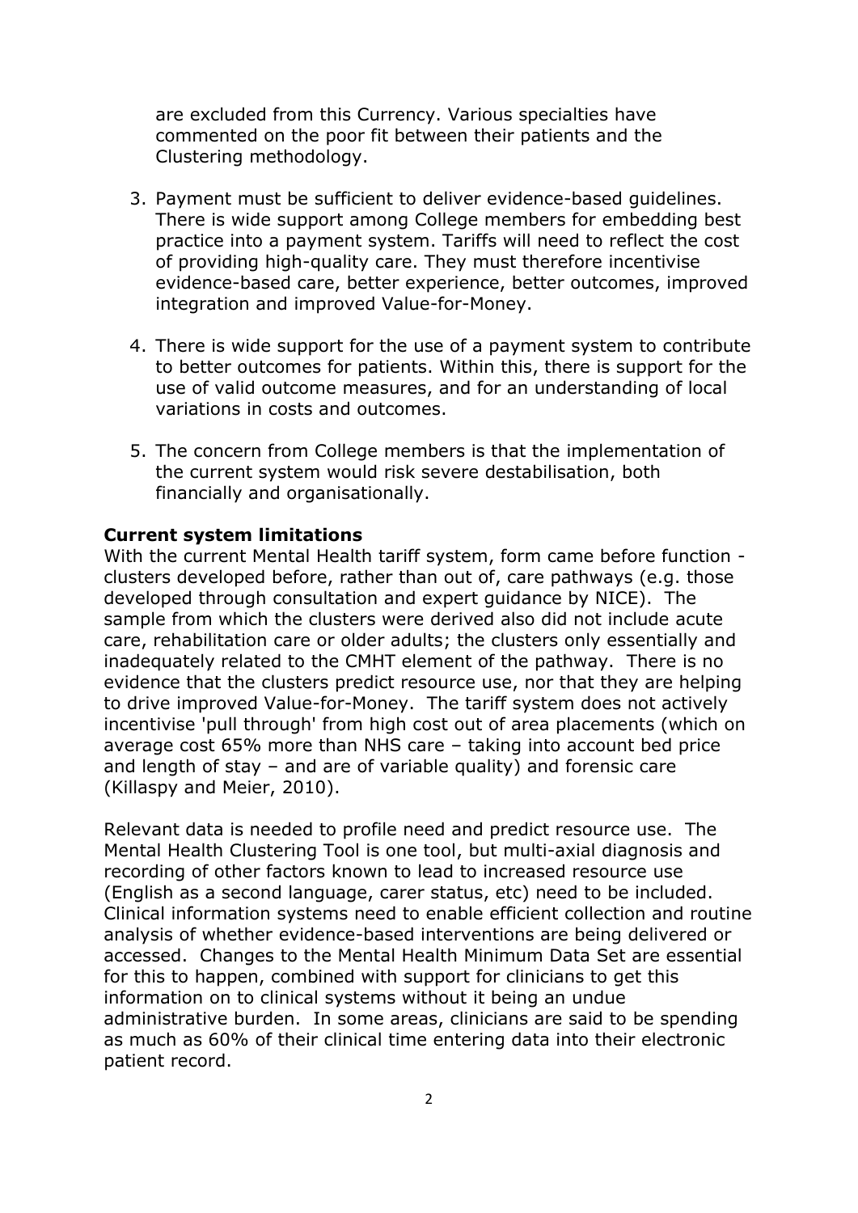are excluded from this Currency. Various specialties have commented on the poor fit between their patients and the Clustering methodology.

3. Payment must be sufficient to deliver evidence-based guidelines. There is wide support among College members for embedding best practice into a payment system. Tariffs will need to reflect the cost of providing high-quality care. They must therefore incentivise evidence-based care, better experience, better outcomes, improved integration and improved Value-for-Money.

4. There is wide support for the use of a payment system to contribute to better outcomes for patients. Within this, there is support for the use of valid outcome measures, and for an understanding of local variations in costs and outcomes.

5. The concern from College members is that the implementation of the current system would risk severe destabilisation, both financially and organisationally.

**Current system limitations**

With the current Mental Health tariff system, form came before function - clusters developed before, rather than out of, care pathways (e.g. those developed through consultation and expert guidance by NICE). The sample from which the clusters were derived also did not include acute care, rehabilitation care or older adults; the clusters only essentially and inadequately related to the CMHT element of the pathway. There is no evidence that the clusters predict resource use, nor that they are helping to drive improved Value-for-Money. The tariff system does not actively incentivise 'pull through' from high cost out of area placements (which on average cost 65% more than NHS care – taking into account bed price and length of stay – and are of variable quality) and forensic care (Killaspy and Meier, 2010).

Relevant data is needed to profile need and predict resource use. The Mental Health Clustering Tool is one tool, but multi-axial diagnosis and recording of other factors known to lead to increased resource use (English as a second language, carer status, etc) need to be included. Clinical information systems need to enable efficient collection and routine analysis of whether evidence-based interventions are being delivered or accessed. Changes to the Mental Health Minimum Data Set are essential for this to happen, combined with support for clinicians to get this information on to clinical systems without it being an undue administrative burden. In some areas, clinicians are said to be spending as much as 60% of their clinical time entering data into their electronic patient record.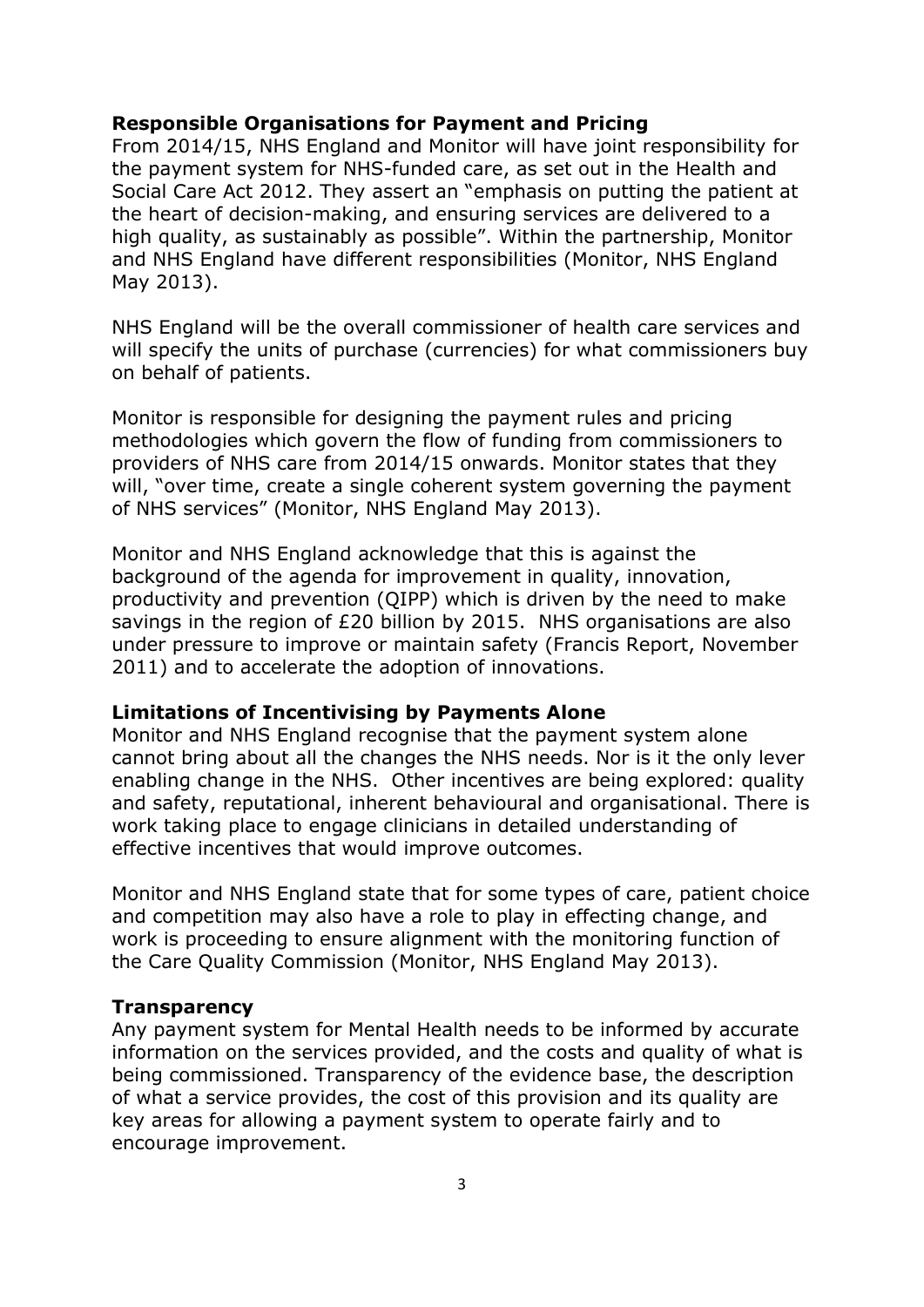**Responsible Organisations for Payment and Pricing**

From 2014/15, NHS England and Monitor will have joint responsibility for the payment system for NHS-funded care, as set out in the Health and Social Care Act 2012. They assert an "emphasis on putting the patient at the heart of decision-making, and ensuring services are delivered to a high quality, as sustainably as possible". Within the partnership, Monitor and NHS England have different responsibilities (Monitor, NHS England May 2013).

NHS England will be the overall commissioner of health care services and will specify the units of purchase (currencies) for what commissioners buy on behalf of patients.

Monitor is responsible for designing the payment rules and pricing methodologies which govern the flow of funding from commissioners to providers of NHS care from 2014/15 onwards. Monitor states that they will, "over time, create a single coherent system governing the payment of NHS services" (Monitor, NHS England May 2013).

Monitor and NHS England acknowledge that this is against the background of the agenda for improvement in quality, innovation, productivity and prevention (QIPP) which is driven by the need to make savings in the region of £20 billion by 2015. NHS organisations are also under pressure to improve or maintain safety (Francis Report, November 2011) and to accelerate the adoption of innovations.

**Limitations of Incentivising by Payments Alone**

Monitor and NHS England recognise that the payment system alone cannot bring about all the changes the NHS needs. Nor is it the only lever enabling change in the NHS. Other incentives are being explored: quality and safety, reputational, inherent behavioural and organisational. There is work taking place to engage clinicians in detailed understanding of effective incentives that would improve outcomes.

Monitor and NHS England state that for some types of care, patient choice and competition may also have a role to play in effecting change, and work is proceeding to ensure alignment with the monitoring function of the Care Quality Commission (Monitor, NHS England May 2013).

**Transparency**

Any payment system for Mental Health needs to be informed by accurate information on the services provided, and the costs and quality of what is being commissioned. Transparency of the evidence base, the description of what a service provides, the cost of this provision and its quality are key areas for allowing a payment system to operate fairly and to encourage improvement.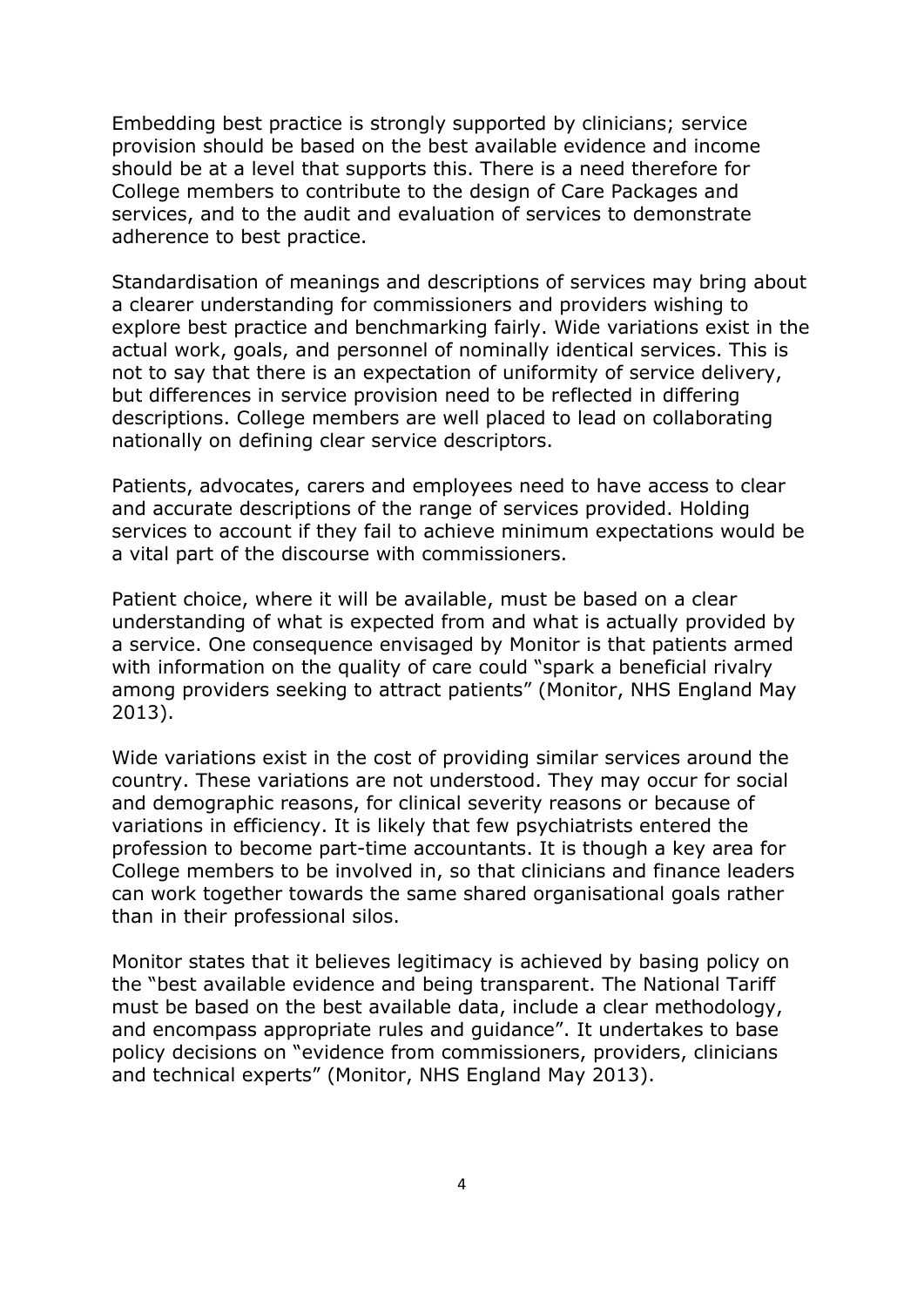Embedding best practice is strongly supported by clinicians; service provision should be based on the best available evidence and income should be at a level that supports this. There is a need therefore for College members to contribute to the design of Care Packages and services, and to the audit and evaluation of services to demonstrate adherence to best practice.

Standardisation of meanings and descriptions of services may bring about a clearer understanding for commissioners and providers wishing to explore best practice and benchmarking fairly. Wide variations exist in the actual work, goals, and personnel of nominally identical services. This is not to say that there is an expectation of uniformity of service delivery, but differences in service provision need to be reflected in differing descriptions. College members are well placed to lead on collaborating nationally on defining clear service descriptors.

Patients, advocates, carers and employees need to have access to clear and accurate descriptions of the range of services provided. Holding services to account if they fail to achieve minimum expectations would be a vital part of the discourse with commissioners.

Patient choice, where it will be available, must be based on a clear understanding of what is expected from and what is actually provided by a service. One consequence envisaged by Monitor is that patients armed with information on the quality of care could "spark a beneficial rivalry among providers seeking to attract patients" (Monitor, NHS England May 2013).

Wide variations exist in the cost of providing similar services around the country. These variations are not understood. They may occur for social and demographic reasons, for clinical severity reasons or because of variations in efficiency. It is likely that few psychiatrists entered the profession to become part-time accountants. It is though a key area for College members to be involved in, so that clinicians and finance leaders can work together towards the same shared organisational goals rather than in their professional silos.

Monitor states that it believes legitimacy is achieved by basing policy on the "best available evidence and being transparent. The National Tariff must be based on the best available data, include a clear methodology, and encompass appropriate rules and guidance". It undertakes to base policy decisions on "evidence from commissioners, providers, clinicians and technical experts" (Monitor, NHS England May 2013).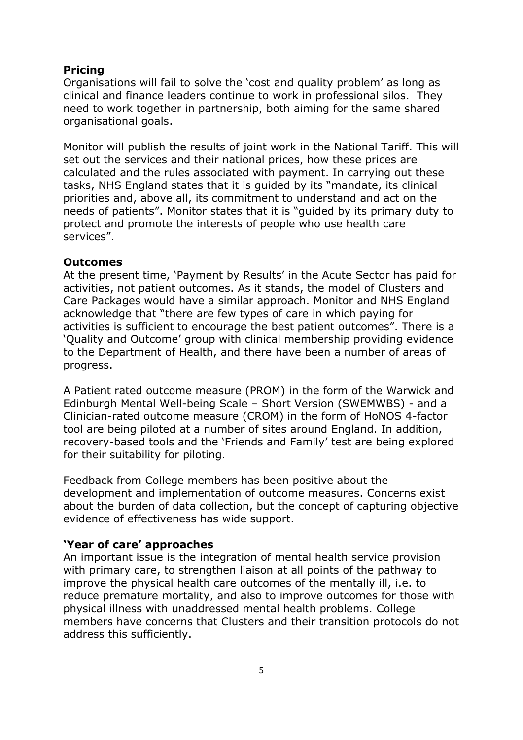**Pricing**

Organisations will fail to solve the 'cost and quality problem' as long as clinical and finance leaders continue to work in professional silos. They need to work together in partnership, both aiming for the same shared organisational goals.

Monitor will publish the results of joint work in the National Tariff. This will set out the services and their national prices, how these prices are calculated and the rules associated with payment. In carrying out these tasks, NHS England states that it is guided by its "mandate, its clinical priorities and, above all, its commitment to understand and act on the needs of patients". Monitor states that it is "guided by its primary duty to protect and promote the interests of people who use health care services".

**Outcomes**

At the present time, 'Payment by Results' in the Acute Sector has paid for activities, not patient outcomes. As it stands, the model of Clusters and Care Packages would have a similar approach. Monitor and NHS England acknowledge that "there are few types of care in which paying for activities is sufficient to encourage the best patient outcomes". There is a 'Quality and Outcome' group with clinical membership providing evidence to the Department of Health, and there have been a number of areas of progress.

A Patient rated outcome measure (PROM) in the form of the Warwick and Edinburgh Mental Well-being Scale – Short Version (SWEMWBS) - and a Clinician-rated outcome measure (CROM) in the form of HoNOS 4-factor tool are being piloted at a number of sites around England. In addition, recovery-based tools and the 'Friends and Family' test are being explored for their suitability for piloting.

Feedback from College members has been positive about the development and implementation of outcome measures. Concerns exist about the burden of data collection, but the concept of capturing objective evidence of effectiveness has wide support.

**'Year of care' approaches**

An important issue is the integration of mental health service provision with primary care, to strengthen liaison at all points of the pathway to improve the physical health care outcomes of the mentally ill, i.e. to reduce premature mortality, and also to improve outcomes for those with physical illness with unaddressed mental health problems. College members have concerns that Clusters and their transition protocols do not address this sufficiently.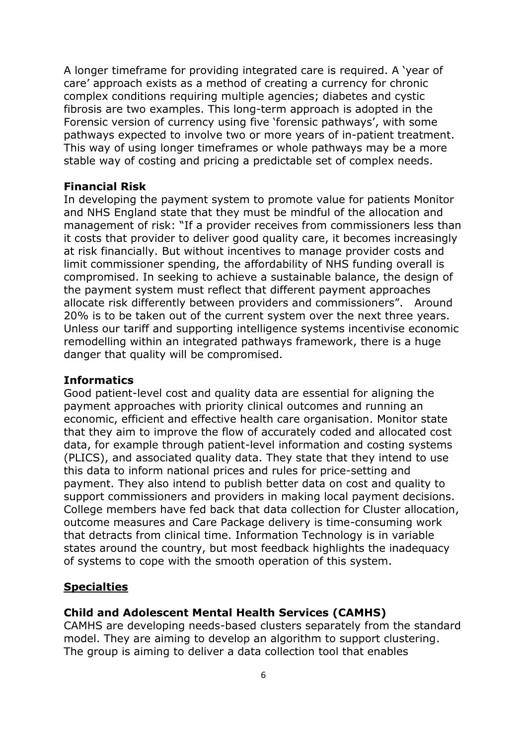A longer timeframe for providing integrated care is required. A 'year of care' approach exists as a method of creating a currency for chronic complex conditions requiring multiple agencies; diabetes and cystic fibrosis are two examples. This long-term approach is adopted in the Forensic version of currency using five 'forensic pathways', with some pathways expected to involve two or more years of in-patient treatment. This way of using longer timeframes or whole pathways may be a more stable way of costing and pricing a predictable set of complex needs.

**Financial Risk**

In developing the payment system to promote value for patients Monitor and NHS England state that they must be mindful of the allocation and management of risk: "If a provider receives from commissioners less than it costs that provider to deliver good quality care, it becomes increasingly at risk financially. But without incentives to manage provider costs and limit commissioner spending, the affordability of NHS funding overall is compromised. In seeking to achieve a sustainable balance, the design of the payment system must reflect that different payment approaches allocate risk differently between providers and commissioners". Around 20% is to be taken out of the current system over the next three years. Unless our tariff and supporting intelligence systems incentivise economic remodelling within an integrated pathways framework, there is a huge danger that quality will be compromised.

**Informatics**

Good patient-level cost and quality data are essential for aligning the payment approaches with priority clinical outcomes and running an economic, efficient and effective health care organisation. Monitor state that they aim to improve the flow of accurately coded and allocated cost data, for example through patient-level information and costing systems (PLICS), and associated quality data. They state that they intend to use this data to inform national prices and rules for price-setting and payment. They also intend to publish better data on cost and quality to support commissioners and providers in making local payment decisions. College members have fed back that data collection for Cluster allocation, outcome measures and Care Package delivery is time-consuming work that detracts from clinical time. Information Technology is in variable states around the country, but most feedback highlights the inadequacy of systems to cope with the smooth operation of this system.

## Specialties

**Child and Adolescent Mental Health Services (CAMHS)**

CAMHS are developing needs-based clusters separately from the standard model. They are aiming to develop an algorithm to support clustering. The group is aiming to deliver a data collection tool that enables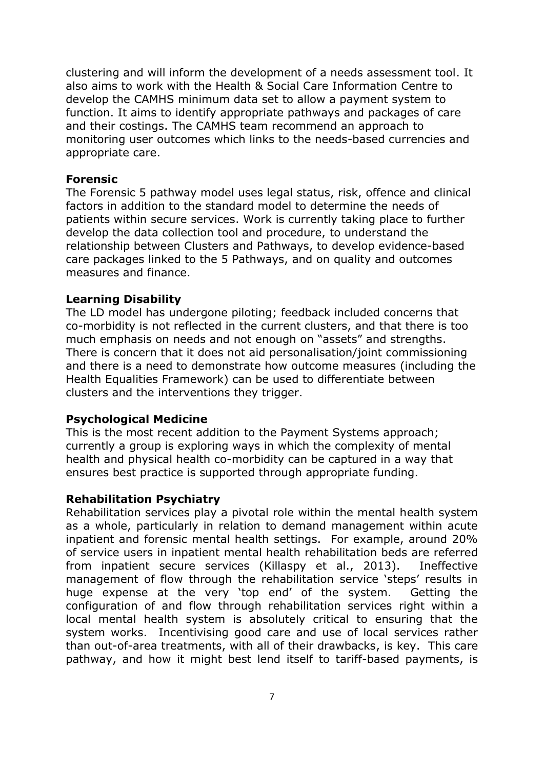clustering and will inform the development of a needs assessment tool. It also aims to work with the Health & Social Care Information Centre to develop the CAMHS minimum data set to allow a payment system to function. It aims to identify appropriate pathways and packages of care and their costings. The CAMHS team recommend an approach to monitoring user outcomes which links to the needs-based currencies and appropriate care.

**Forensic**

The Forensic 5 pathway model uses legal status, risk, offence and clinical factors in addition to the standard model to determine the needs of patients within secure services. Work is currently taking place to further develop the data collection tool and procedure, to understand the relationship between Clusters and Pathways, to develop evidence-based care packages linked to the 5 Pathways, and on quality and outcomes measures and finance.

**Learning Disability**

The LD model has undergone piloting; feedback included concerns that co-morbidity is not reflected in the current clusters, and that there is too much emphasis on needs and not enough on "assets" and strengths. There is concern that it does not aid personalisation/joint commissioning and there is a need to demonstrate how outcome measures (including the Health Equalities Framework) can be used to differentiate between clusters and the interventions they trigger.

**Psychological Medicine**

This is the most recent addition to the Payment Systems approach; currently a group is exploring ways in which the complexity of mental health and physical health co-morbidity can be captured in a way that ensures best practice is supported through appropriate funding.

**Rehabilitation Psychiatry**

Rehabilitation services play a pivotal role within the mental health system as a whole, particularly in relation to demand management within acute inpatient and forensic mental health settings. For example, around 20% of service users in inpatient mental health rehabilitation beds are referred from inpatient secure services (Killaspy et al., 2013). Ineffective management of flow through the rehabilitation service 'steps' results in huge expense at the very 'top end' of the system. Getting the configuration of and flow through rehabilitation services right within a local mental health system is absolutely critical to ensuring that the system works. Incentivising good care and use of local services rather than out-of-area treatments, with all of their drawbacks, is key. This care pathway, and how it might best lend itself to tariff-based payments, is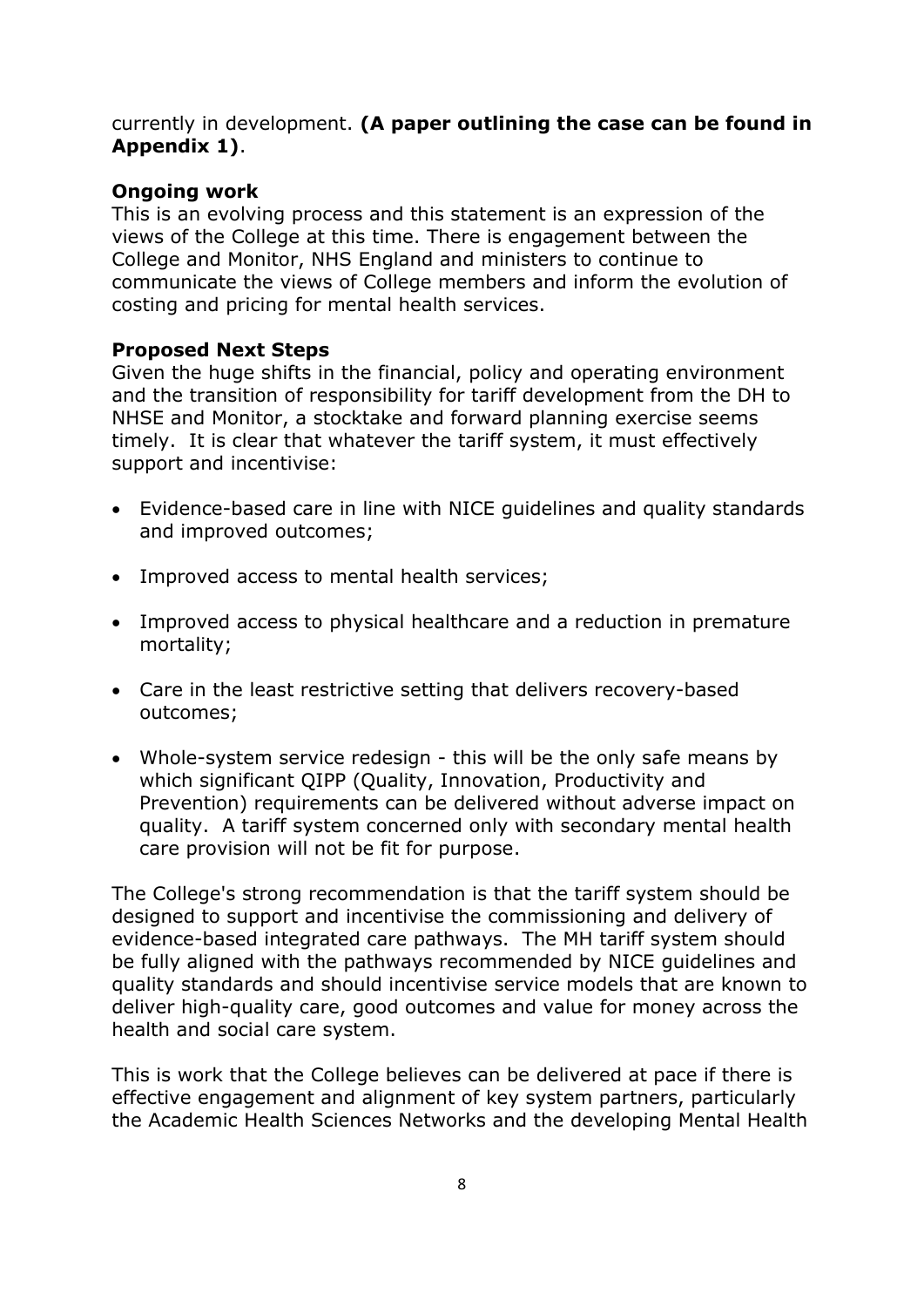currently in development. **(A paper outlining the case can be found in Appendix 1)**.

**Ongoing work**

This is an evolving process and this statement is an expression of the views of the College at this time. There is engagement between the College and Monitor, NHS England and ministers to continue to communicate the views of College members and inform the evolution of costing and pricing for mental health services.

**Proposed Next Steps**

Given the huge shifts in the financial, policy and operating environment and the transition of responsibility for tariff development from the DH to NHSE and Monitor, a stocktake and forward planning exercise seems timely. It is clear that whatever the tariff system, it must effectively support and incentivise:

- Evidence-based care in line with NICE guidelines and quality standards and improved outcomes;
- Improved access to mental health services;
- Improved access to physical healthcare and a reduction in premature mortality;
- Care in the least restrictive setting that delivers recovery-based outcomes;
- Whole-system service redesign - this will be the only safe means by which significant QIPP (Quality, Innovation, Productivity and Prevention) requirements can be delivered without adverse impact on quality. A tariff system concerned only with secondary mental health care provision will not be fit for purpose.

The College's strong recommendation is that the tariff system should be designed to support and incentivise the commissioning and delivery of evidence-based integrated care pathways. The MH tariff system should be fully aligned with the pathways recommended by NICE guidelines and quality standards and should incentivise service models that are known to deliver high-quality care, good outcomes and value for money across the health and social care system.

This is work that the College believes can be delivered at pace if there is effective engagement and alignment of key system partners, particularly the Academic Health Sciences Networks and the developing Mental Health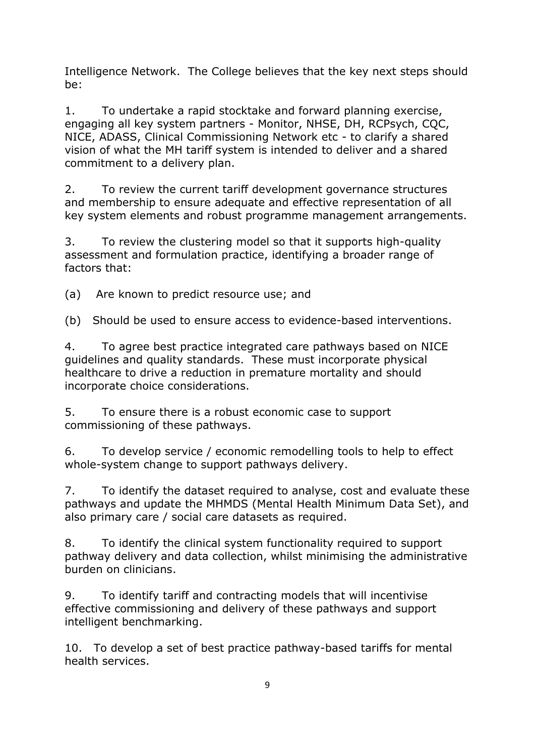Intelligence Network. The College believes that the key next steps should be:

1. To undertake a rapid stocktake and forward planning exercise, engaging all key system partners - Monitor, NHSE, DH, RCPsych, CQC, NICE, ADASS, Clinical Commissioning Network etc - to clarify a shared vision of what the MH tariff system is intended to deliver and a shared commitment to a delivery plan.

2. To review the current tariff development governance structures and membership to ensure adequate and effective representation of all key system elements and robust programme management arrangements.

3. To review the clustering model so that it supports high-quality assessment and formulation practice, identifying a broader range of factors that:

(a) Are known to predict resource use; and

(b) Should be used to ensure access to evidence-based interventions.

4. To agree best practice integrated care pathways based on NICE guidelines and quality standards. These must incorporate physical healthcare to drive a reduction in premature mortality and should incorporate choice considerations.

5. To ensure there is a robust economic case to support commissioning of these pathways.

6. To develop service / economic remodelling tools to help to effect whole-system change to support pathways delivery.

7. To identify the dataset required to analyse, cost and evaluate these pathways and update the MHMDS (Mental Health Minimum Data Set), and also primary care / social care datasets as required.

8. To identify the clinical system functionality required to support pathway delivery and data collection, whilst minimising the administrative burden on clinicians.

9. To identify tariff and contracting models that will incentivise effective commissioning and delivery of these pathways and support intelligent benchmarking.

10. To develop a set of best practice pathway-based tariffs for mental health services.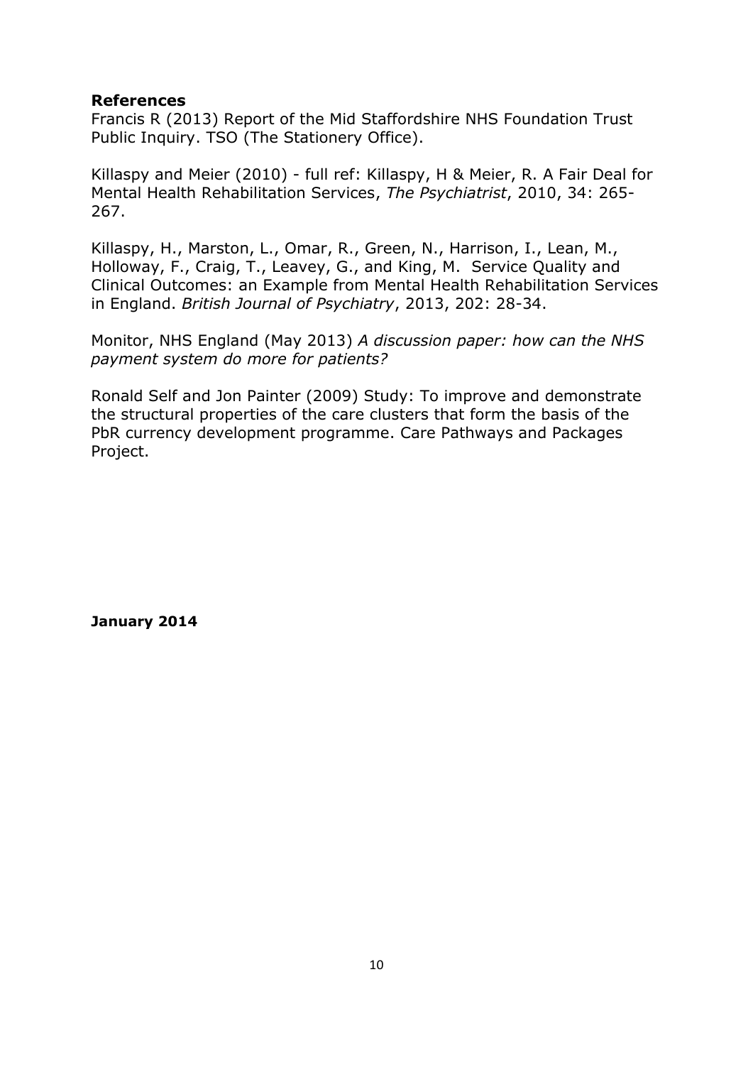## References

Francis R (2013) Report of the Mid Staffordshire NHS Foundation Trust Public Inquiry. TSO (The Stationery Office).

Killaspy and Meier (2010) - full ref: Killaspy, H & Meier, R. A Fair Deal for Mental Health Rehabilitation Services, *The Psychiatrist*, 2010, 34: 265-267.

Killaspy, H., Marston, L., Omar, R., Green, N., Harrison, I., Lean, M., Holloway, F., Craig, T., Leavey, G., and King, M. Service Quality and Clinical Outcomes: an Example from Mental Health Rehabilitation Services in England. *British Journal of Psychiatry*, 2013, 202: 28-34.

Monitor, NHS England (May 2013) *A discussion paper: how can the NHS payment system do more for patients?*

Ronald Self and Jon Painter (2009) Study: To improve and demonstrate the structural properties of the care clusters that form the basis of the PbR currency development programme. Care Pathways and Packages Project.

**January 2014**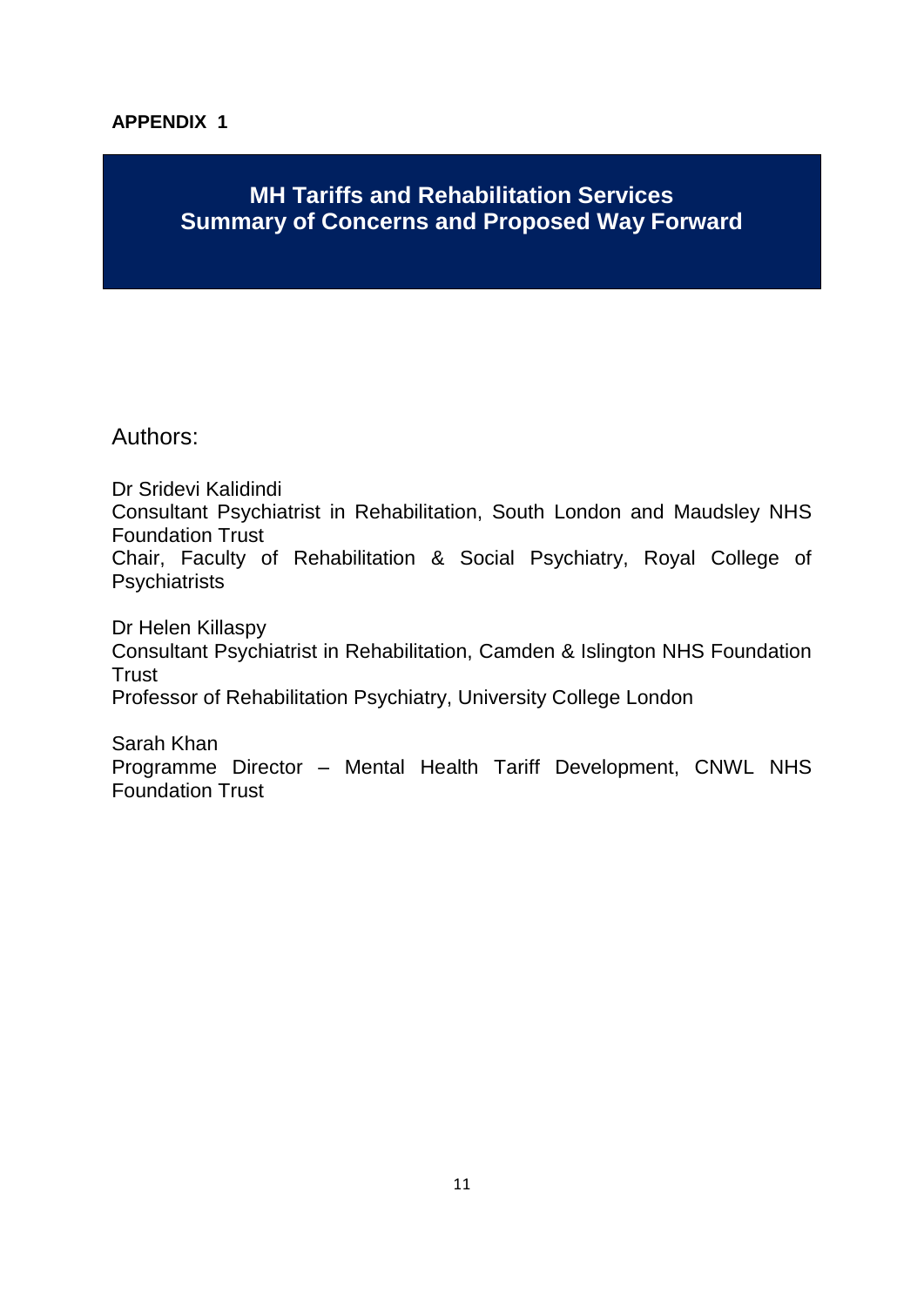**APPENDIX 1**

# MH Tariffs and Rehabilitation Services
# Summary of Concerns and Proposed Way Forward

Authors:

Dr Sridevi Kalidindi
Consultant Psychiatrist in Rehabilitation, South London and Maudsley NHS Foundation Trust
Chair, Faculty of Rehabilitation & Social Psychiatry, Royal College of Psychiatrists

Dr Helen Killaspy
Consultant Psychiatrist in Rehabilitation, Camden & Islington NHS Foundation Trust
Professor of Rehabilitation Psychiatry, University College London

Sarah Khan
Programme Director – Mental Health Tariff Development, CNWL NHS Foundation Trust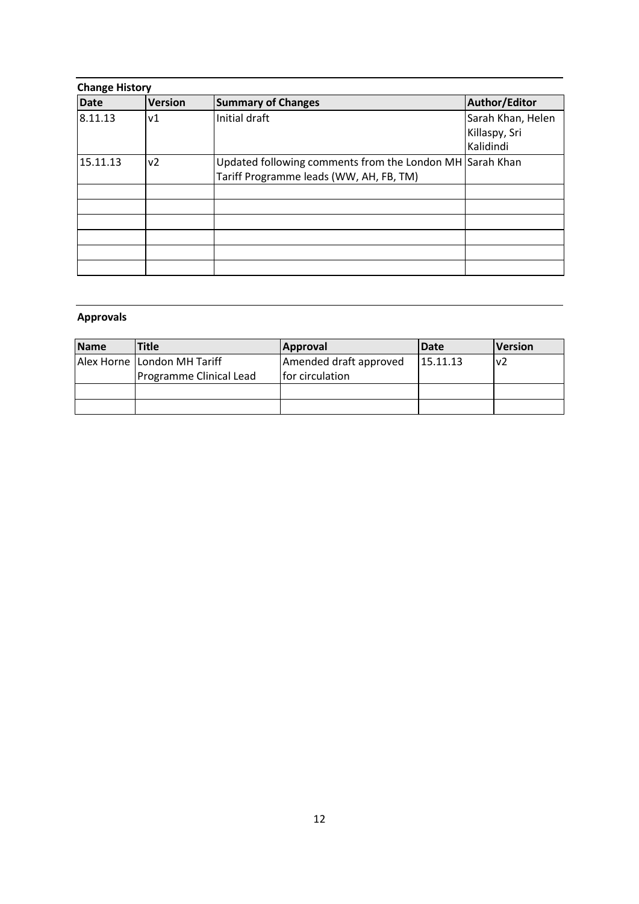**Change History**

| Date | Version | Summary of Changes | Author/Editor |
|---|---|---|---|
| 8.11.13 | v1 | Initial draft | Sarah Khan, Helen Killaspy, Sri Kalidindi |
| 15.11.13 | v2 | Updated following comments from the London MH Tariff Programme leads (WW, AH, FB, TM) | Sarah Khan |
| | | | |
| | | | |
| | | | |
| | | | |
| | | | |
| | | | |

**Approvals**

| Name | Title | Approval | Date | Version |
|---|---|---|---|---|
| Alex Horne | London MH Tariff Programme Clinical Lead | Amended draft approved for circulation | 15.11.13 | v2 |
| | | | | |
| | | | | |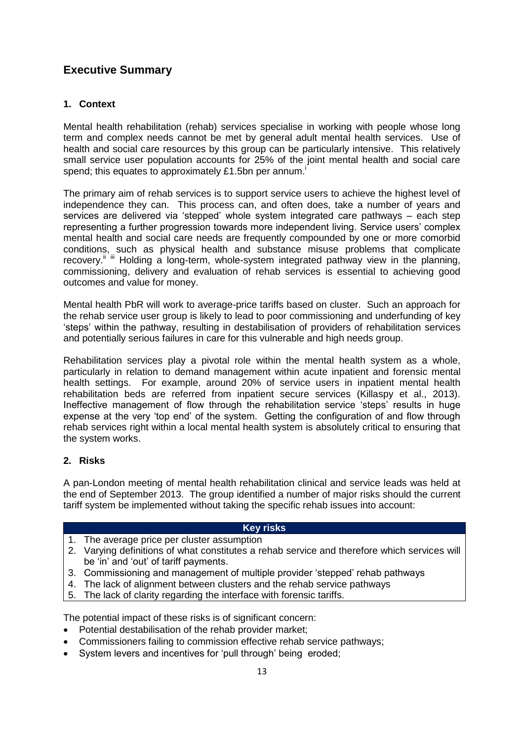## Executive Summary

### 1. Context

Mental health rehabilitation (rehab) services specialise in working with people whose long term and complex needs cannot be met by general adult mental health services. Use of health and social care resources by this group can be particularly intensive. This relatively small service user population accounts for 25% of the joint mental health and social care spend; this equates to approximately £1.5bn per annum.[i]

The primary aim of rehab services is to support service users to achieve the highest level of independence they can. This process can, and often does, take a number of years and services are delivered via 'stepped' whole system integrated care pathways – each step representing a further progression towards more independent living. Service users' complex mental health and social care needs are frequently compounded by one or more comorbid conditions, such as physical health and substance misuse problems that complicate recovery.[ii] [iii] Holding a long-term, whole-system integrated pathway view in the planning, commissioning, delivery and evaluation of rehab services is essential to achieving good outcomes and value for money.

Mental health PbR will work to average-price tariffs based on cluster. Such an approach for the rehab service user group is likely to lead to poor commissioning and underfunding of key 'steps' within the pathway, resulting in destabilisation of providers of rehabilitation services and potentially serious failures in care for this vulnerable and high needs group.

Rehabilitation services play a pivotal role within the mental health system as a whole, particularly in relation to demand management within acute inpatient and forensic mental health settings. For example, around 20% of service users in inpatient mental health rehabilitation beds are referred from inpatient secure services (Killaspy et al., 2013). Ineffective management of flow through the rehabilitation service 'steps' results in huge expense at the very 'top end' of the system. Getting the configuration of and flow through rehab services right within a local mental health system is absolutely critical to ensuring that the system works.

### 2. Risks

A pan-London meeting of mental health rehabilitation clinical and service leads was held at the end of September 2013. The group identified a number of major risks should the current tariff system be implemented without taking the specific rehab issues into account:

| Key risks |
|---|
| 1. The average price per cluster assumption |
| 2. Varying definitions of what constitutes a rehab service and therefore which services will be 'in' and 'out' of tariff payments. |
| 3. Commissioning and management of multiple provider 'stepped' rehab pathways |
| 4. The lack of alignment between clusters and the rehab service pathways |
| 5. The lack of clarity regarding the interface with forensic tariffs. |

The potential impact of these risks is of significant concern:

- Potential destabilisation of the rehab provider market;
- Commissioners failing to commission effective rehab service pathways;
- System levers and incentives for 'pull through' being eroded;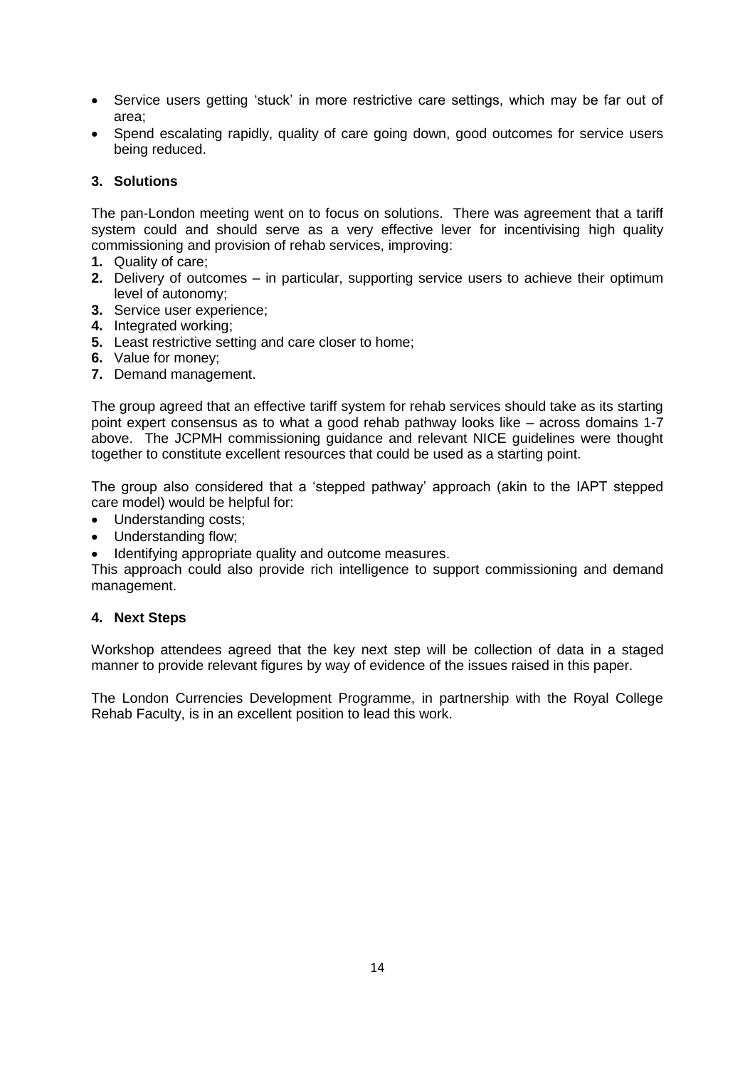- Service users getting 'stuck' in more restrictive care settings, which may be far out of area;
- Spend escalating rapidly, quality of care going down, good outcomes for service users being reduced.

## 3. Solutions

The pan-London meeting went on to focus on solutions. There was agreement that a tariff system could and should serve as a very effective lever for incentivising high quality commissioning and provision of rehab services, improving:

1. Quality of care;
2. Delivery of outcomes – in particular, supporting service users to achieve their optimum level of autonomy;
3. Service user experience;
4. Integrated working;
5. Least restrictive setting and care closer to home;
6. Value for money;
7. Demand management.

The group agreed that an effective tariff system for rehab services should take as its starting point expert consensus as to what a good rehab pathway looks like – across domains 1-7 above. The JCPMH commissioning guidance and relevant NICE guidelines were thought together to constitute excellent resources that could be used as a starting point.

The group also considered that a 'stepped pathway' approach (akin to the IAPT stepped care model) would be helpful for:

- Understanding costs;
- Understanding flow;
- Identifying appropriate quality and outcome measures.

This approach could also provide rich intelligence to support commissioning and demand management.

## 4. Next Steps

Workshop attendees agreed that the key next step will be collection of data in a staged manner to provide relevant figures by way of evidence of the issues raised in this paper.

The London Currencies Development Programme, in partnership with the Royal College Rehab Faculty, is in an excellent position to lead this work.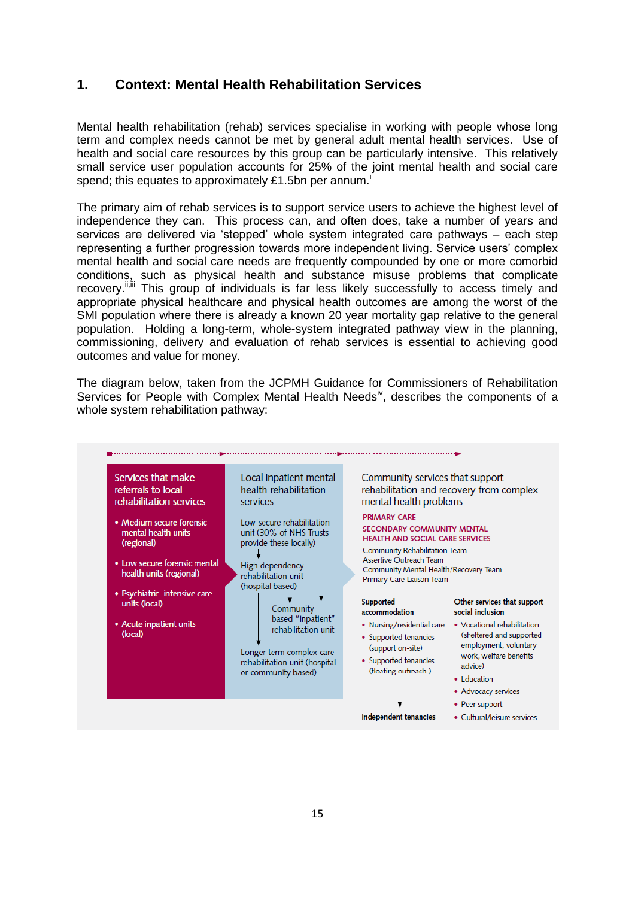## 1. Context: Mental Health Rehabilitation Services

Mental health rehabilitation (rehab) services specialise in working with people whose long term and complex needs cannot be met by general adult mental health services. Use of health and social care resources by this group can be particularly intensive. This relatively small service user population accounts for 25% of the joint mental health and social care spend; this equates to approximately £1.5bn per annum.[i]

The primary aim of rehab services is to support service users to achieve the highest level of independence they can. This process can, and often does, take a number of years and services are delivered via 'stepped' whole system integrated care pathways – each step representing a further progression towards more independent living. Service users' complex mental health and social care needs are frequently compounded by one or more comorbid conditions, such as physical health and substance misuse problems that complicate recovery.[ii,iii] This group of individuals is far less likely successfully to access timely and appropriate physical healthcare and physical health outcomes are among the worst of the SMI population where there is already a known 20 year mortality gap relative to the general population. Holding a long-term, whole-system integrated pathway view in the planning, commissioning, delivery and evaluation of rehab services is essential to achieving good outcomes and value for money.

The diagram below, taken from the JCPMH Guidance for Commissioners of Rehabilitation Services for People with Complex Mental Health Needs[iv], describes the components of a whole system rehabilitation pathway:

**Services that make referrals to local rehabilitation services**

- Medium secure forensic mental health units (regional)
- Low secure forensic mental health units (regional)
- Psychiatric intensive care units (local)
- Acute inpatient units (local)

**Local inpatient mental health rehabilitation services**

Low secure rehabilitation unit (30% of NHS Trusts provide these locally)
↓
High dependency rehabilitation unit (hospital based)
↓
Community based "inpatient" rehabilitation unit
↓
Longer term complex care rehabilitation unit (hospital or community based)

**Community services that support rehabilitation and recovery from complex mental health problems**

PRIMARY CARE

SECONDARY COMMUNITY MENTAL HEALTH AND SOCIAL CARE SERVICES

Community Rehabilitation Team
Assertive Outreach Team
Community Mental Health/Recovery Team
Primary Care Liaison Team

**Supported accommodation**

- Nursing/residential care
- Supported tenancies (support on-site)
- Supported tenancies (floating outreach)

↓

**Independent tenancies**

**Other services that support social inclusion**

- Vocational rehabilitation (sheltered and supported employment, voluntary work, welfare benefits advice)
- Education
- Advocacy services
- Peer support
- Cultural/leisure services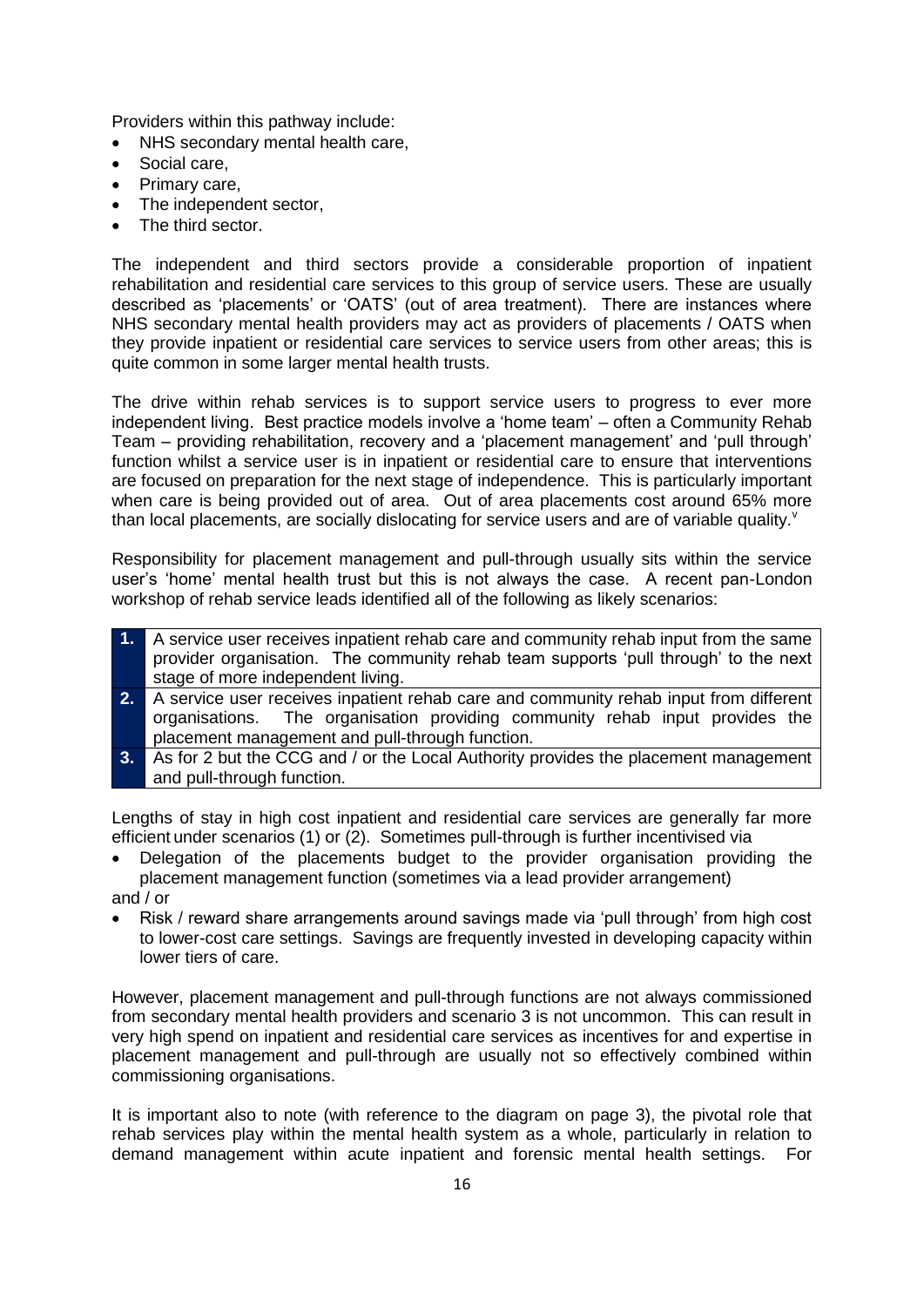Providers within this pathway include:

- NHS secondary mental health care,
- Social care,
- Primary care,
- The independent sector,
- The third sector.

The independent and third sectors provide a considerable proportion of inpatient rehabilitation and residential care services to this group of service users. These are usually described as 'placements' or 'OATS' (out of area treatment). There are instances where NHS secondary mental health providers may act as providers of placements / OATS when they provide inpatient or residential care services to service users from other areas; this is quite common in some larger mental health trusts.

The drive within rehab services is to support service users to progress to ever more independent living. Best practice models involve a 'home team' – often a Community Rehab Team – providing rehabilitation, recovery and a 'placement management' and 'pull through' function whilst a service user is in inpatient or residential care to ensure that interventions are focused on preparation for the next stage of independence. This is particularly important when care is being provided out of area. Out of area placements cost around 65% more than local placements, are socially dislocating for service users and are of variable quality.[v]

Responsibility for placement management and pull-through usually sits within the service user's 'home' mental health trust but this is not always the case. A recent pan-London workshop of rehab service leads identified all of the following as likely scenarios:

| | |
|---|---|
| **1.** | A service user receives inpatient rehab care and community rehab input from the same provider organisation. The community rehab team supports 'pull through' to the next stage of more independent living. |
| **2.** | A service user receives inpatient rehab care and community rehab input from different organisations. The organisation providing community rehab input provides the placement management and pull-through function. |
| **3.** | As for 2 but the CCG and / or the Local Authority provides the placement management and pull-through function. |

Lengths of stay in high cost inpatient and residential care services are generally far more efficient under scenarios (1) or (2). Sometimes pull-through is further incentivised via

- Delegation of the placements budget to the provider organisation providing the placement management function (sometimes via a lead provider arrangement)

and / or

- Risk / reward share arrangements around savings made via 'pull through' from high cost to lower-cost care settings. Savings are frequently invested in developing capacity within lower tiers of care.

However, placement management and pull-through functions are not always commissioned from secondary mental health providers and scenario 3 is not uncommon. This can result in very high spend on inpatient and residential care services as incentives for and expertise in placement management and pull-through are usually not so effectively combined within commissioning organisations.

It is important also to note (with reference to the diagram on page 3), the pivotal role that rehab services play within the mental health system as a whole, particularly in relation to demand management within acute inpatient and forensic mental health settings. For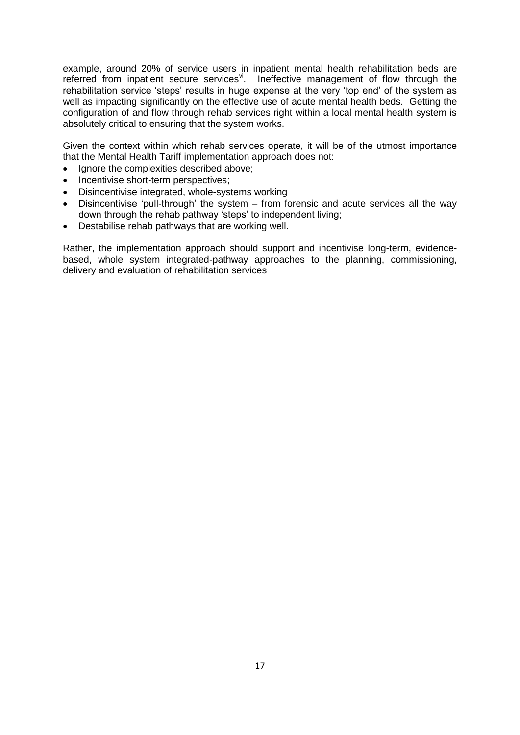example, around 20% of service users in inpatient mental health rehabilitation beds are referred from inpatient secure services[vi]. Ineffective management of flow through the rehabilitation service 'steps' results in huge expense at the very 'top end' of the system as well as impacting significantly on the effective use of acute mental health beds. Getting the configuration of and flow through rehab services right within a local mental health system is absolutely critical to ensuring that the system works.

Given the context within which rehab services operate, it will be of the utmost importance that the Mental Health Tariff implementation approach does not:

- Ignore the complexities described above;
- Incentivise short-term perspectives;
- Disincentivise integrated, whole-systems working
- Disincentivise 'pull-through' the system – from forensic and acute services all the way down through the rehab pathway 'steps' to independent living;
- Destabilise rehab pathways that are working well.

Rather, the implementation approach should support and incentivise long-term, evidence-based, whole system integrated-pathway approaches to the planning, commissioning, delivery and evaluation of rehabilitation services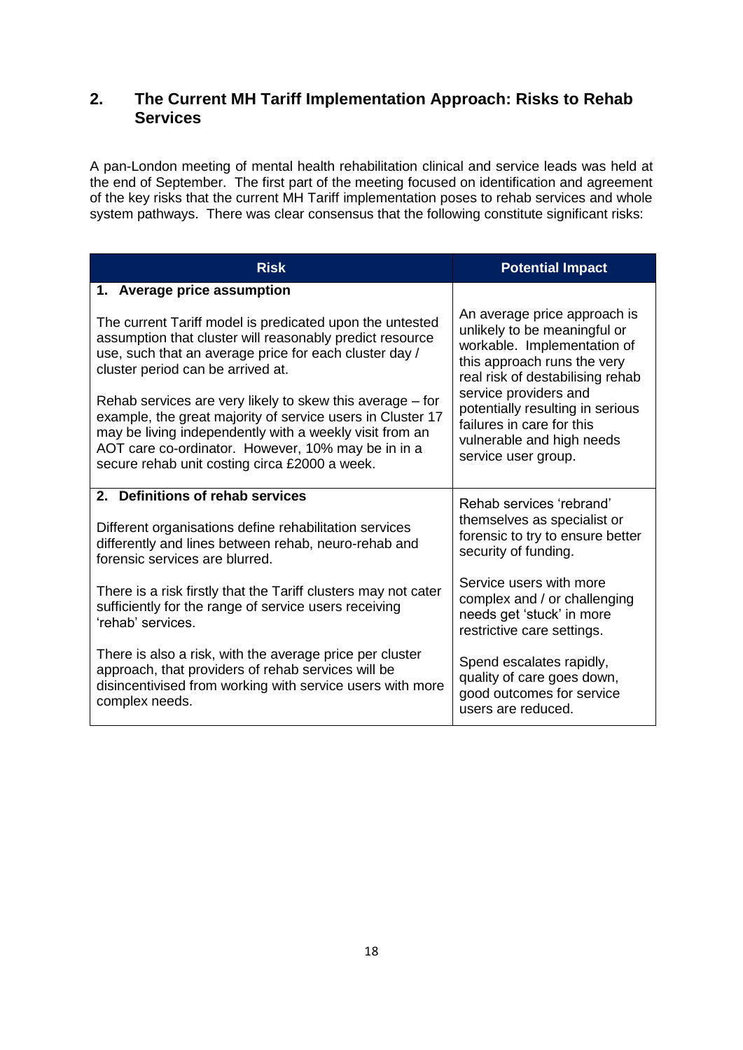## 2. The Current MH Tariff Implementation Approach: Risks to Rehab Services

A pan-London meeting of mental health rehabilitation clinical and service leads was held at the end of September. The first part of the meeting focused on identification and agreement of the key risks that the current MH Tariff implementation poses to rehab services and whole system pathways. There was clear consensus that the following constitute significant risks:

| Risk | Potential Impact |
|---|---|
| **1. Average price assumption**<br><br>The current Tariff model is predicated upon the untested assumption that cluster will reasonably predict resource use, such that an average price for each cluster day / cluster period can be arrived at.<br><br>Rehab services are very likely to skew this average – for example, the great majority of service users in Cluster 17 may be living independently with a weekly visit from an AOT care co-ordinator. However, 10% may be in in a secure rehab unit costing circa £2000 a week. | An average price approach is unlikely to be meaningful or workable. Implementation of this approach runs the very real risk of destabilising rehab service providers and potentially resulting in serious failures in care for this vulnerable and high needs service user group. |
| **2. Definitions of rehab services**<br><br>Different organisations define rehabilitation services differently and lines between rehab, neuro-rehab and forensic services are blurred.<br><br>There is a risk firstly that the Tariff clusters may not cater sufficiently for the range of service users receiving 'rehab' services.<br><br>There is also a risk, with the average price per cluster approach, that providers of rehab services will be disincentivised from working with service users with more complex needs. | Rehab services 'rebrand' themselves as specialist or forensic to try to ensure better security of funding.<br><br>Service users with more complex and / or challenging needs get 'stuck' in more restrictive care settings.<br><br>Spend escalates rapidly, quality of care goes down, good outcomes for service users are reduced. |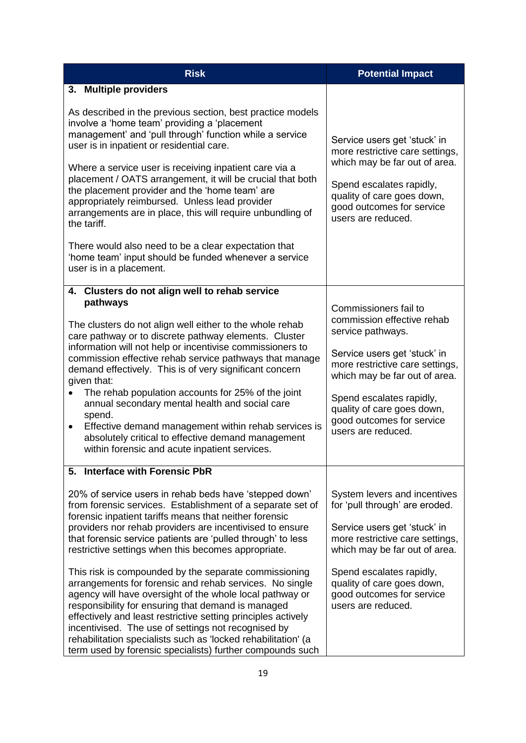| Risk | Potential Impact |
| --- | --- |
| **3. Multiple providers**<br><br>As described in the previous section, best practice models involve a 'home team' providing a 'placement management' and 'pull through' function while a service user is in inpatient or residential care.<br><br>Where a service user is receiving inpatient care via a placement / OATS arrangement, it will be crucial that both the placement provider and the 'home team' are appropriately reimbursed. Unless lead provider arrangements are in place, this will require unbundling of the tariff.<br><br>There would also need to be a clear expectation that 'home team' input should be funded whenever a service user is in a placement. | Service users get 'stuck' in more restrictive care settings, which may be far out of area.<br><br>Spend escalates rapidly, quality of care goes down, good outcomes for service users are reduced. |
| **4. Clusters do not align well to rehab service pathways**<br><br>The clusters do not align well either to the whole rehab care pathway or to discrete pathway elements. Cluster information will not help or incentivise commissioners to commission effective rehab service pathways that manage demand effectively. This is of very significant concern given that:<br>• The rehab population accounts for 25% of the joint annual secondary mental health and social care spend.<br>• Effective demand management within rehab services is absolutely critical to effective demand management within forensic and acute inpatient services. | Commissioners fail to commission effective rehab service pathways.<br><br>Service users get 'stuck' in more restrictive care settings, which may be far out of area.<br><br>Spend escalates rapidly, quality of care goes down, good outcomes for service users are reduced. |
| **5. Interface with Forensic PbR**<br><br>20% of service users in rehab beds have 'stepped down' from forensic services. Establishment of a separate set of forensic inpatient tariffs means that neither forensic providers nor rehab providers are incentivised to ensure that forensic service patients are 'pulled through' to less restrictive settings when this becomes appropriate.<br><br>This risk is compounded by the separate commissioning arrangements for forensic and rehab services. No single agency will have oversight of the whole local pathway or responsibility for ensuring that demand is managed effectively and least restrictive setting principles actively incentivised. The use of settings not recognised by rehabilitation specialists such as 'locked rehabilitation' (a term used by forensic specialists) further compounds such | System levers and incentives for 'pull through' are eroded.<br><br>Service users get 'stuck' in more restrictive care settings, which may be far out of area.<br><br>Spend escalates rapidly, quality of care goes down, good outcomes for service users are reduced. |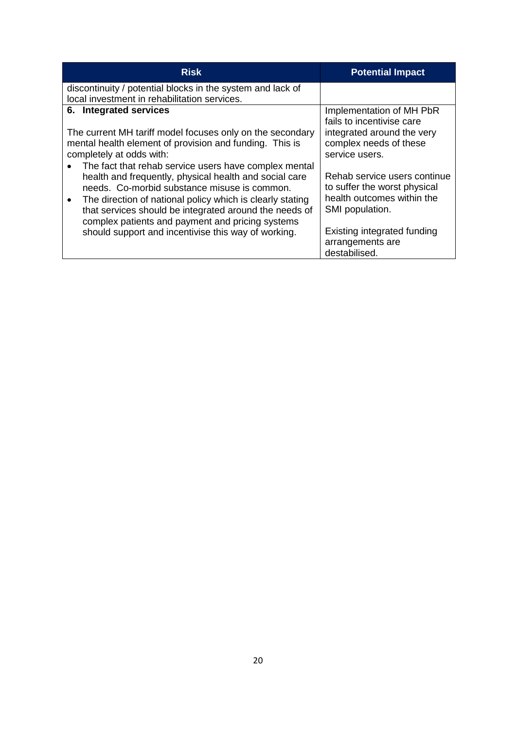| Risk | Potential Impact |
| --- | --- |
| discontinuity / potential blocks in the system and lack of local investment in rehabilitation services. | |
| **6. Integrated services**<br><br>The current MH tariff model focuses only on the secondary mental health element of provision and funding. This is completely at odds with:<br>• The fact that rehab service users have complex mental health and frequently, physical health and social care needs. Co-morbid substance misuse is common.<br>• The direction of national policy which is clearly stating that services should be integrated around the needs of complex patients and payment and pricing systems should support and incentivise this way of working. | Implementation of MH PbR fails to incentivise care integrated around the very complex needs of these service users.<br><br>Rehab service users continue to suffer the worst physical health outcomes within the SMI population.<br><br>Existing integrated funding arrangements are destabilised. |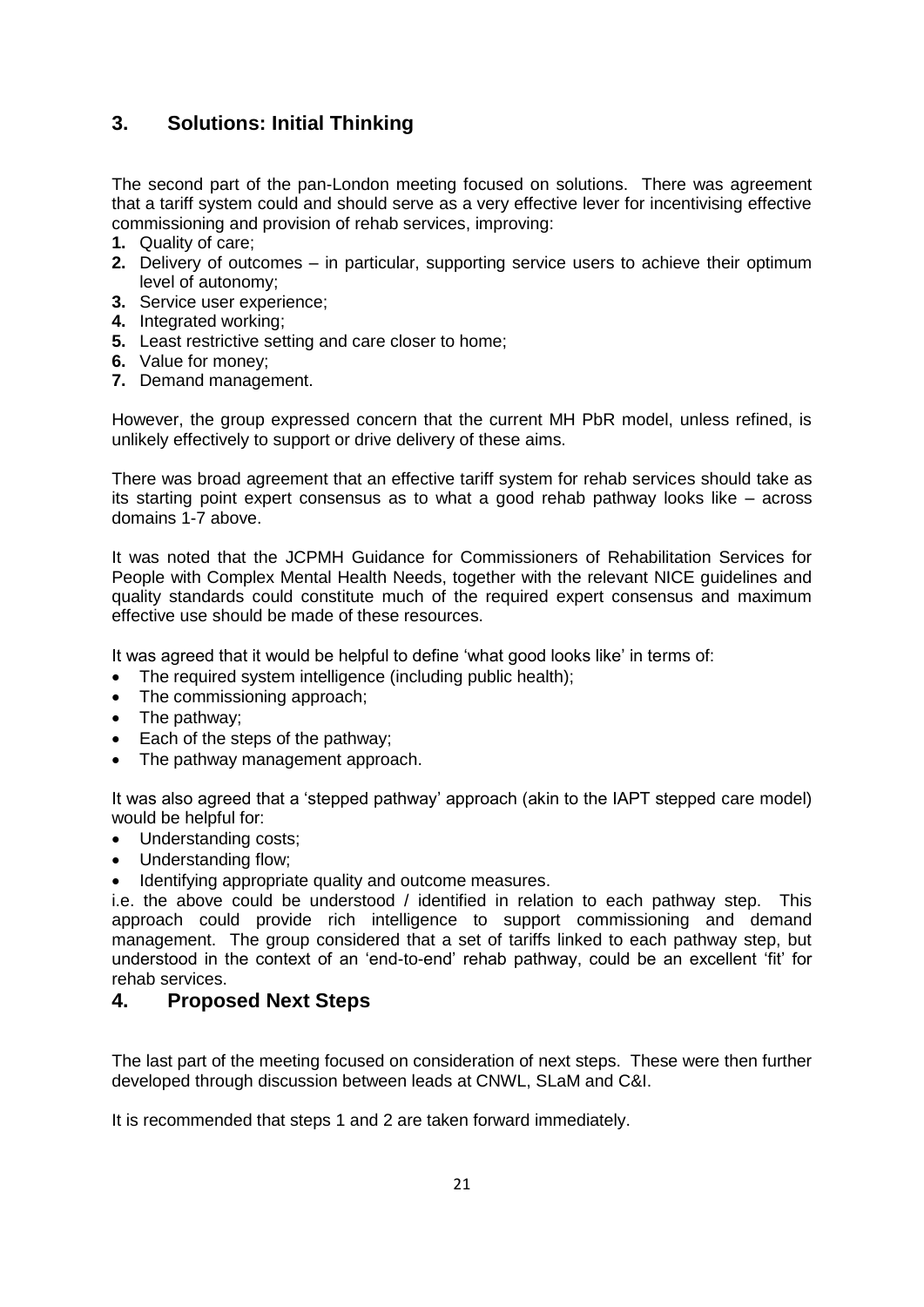## 3. Solutions: Initial Thinking

The second part of the pan-London meeting focused on solutions. There was agreement that a tariff system could and should serve as a very effective lever for incentivising effective commissioning and provision of rehab services, improving:

1. Quality of care;
2. Delivery of outcomes – in particular, supporting service users to achieve their optimum level of autonomy;
3. Service user experience;
4. Integrated working;
5. Least restrictive setting and care closer to home;
6. Value for money;
7. Demand management.

However, the group expressed concern that the current MH PbR model, unless refined, is unlikely effectively to support or drive delivery of these aims.

There was broad agreement that an effective tariff system for rehab services should take as its starting point expert consensus as to what a good rehab pathway looks like – across domains 1-7 above.

It was noted that the JCPMH Guidance for Commissioners of Rehabilitation Services for People with Complex Mental Health Needs, together with the relevant NICE guidelines and quality standards could constitute much of the required expert consensus and maximum effective use should be made of these resources.

It was agreed that it would be helpful to define 'what good looks like' in terms of:

- The required system intelligence (including public health);
- The commissioning approach;
- The pathway;
- Each of the steps of the pathway;
- The pathway management approach.

It was also agreed that a 'stepped pathway' approach (akin to the IAPT stepped care model) would be helpful for:

- Understanding costs;
- Understanding flow;
- Identifying appropriate quality and outcome measures.

i.e. the above could be understood / identified in relation to each pathway step. This approach could provide rich intelligence to support commissioning and demand management. The group considered that a set of tariffs linked to each pathway step, but understood in the context of an 'end-to-end' rehab pathway, could be an excellent 'fit' for rehab services.

## 4. Proposed Next Steps

The last part of the meeting focused on consideration of next steps. These were then further developed through discussion between leads at CNWL, SLaM and C&I.

It is recommended that steps 1 and 2 are taken forward immediately.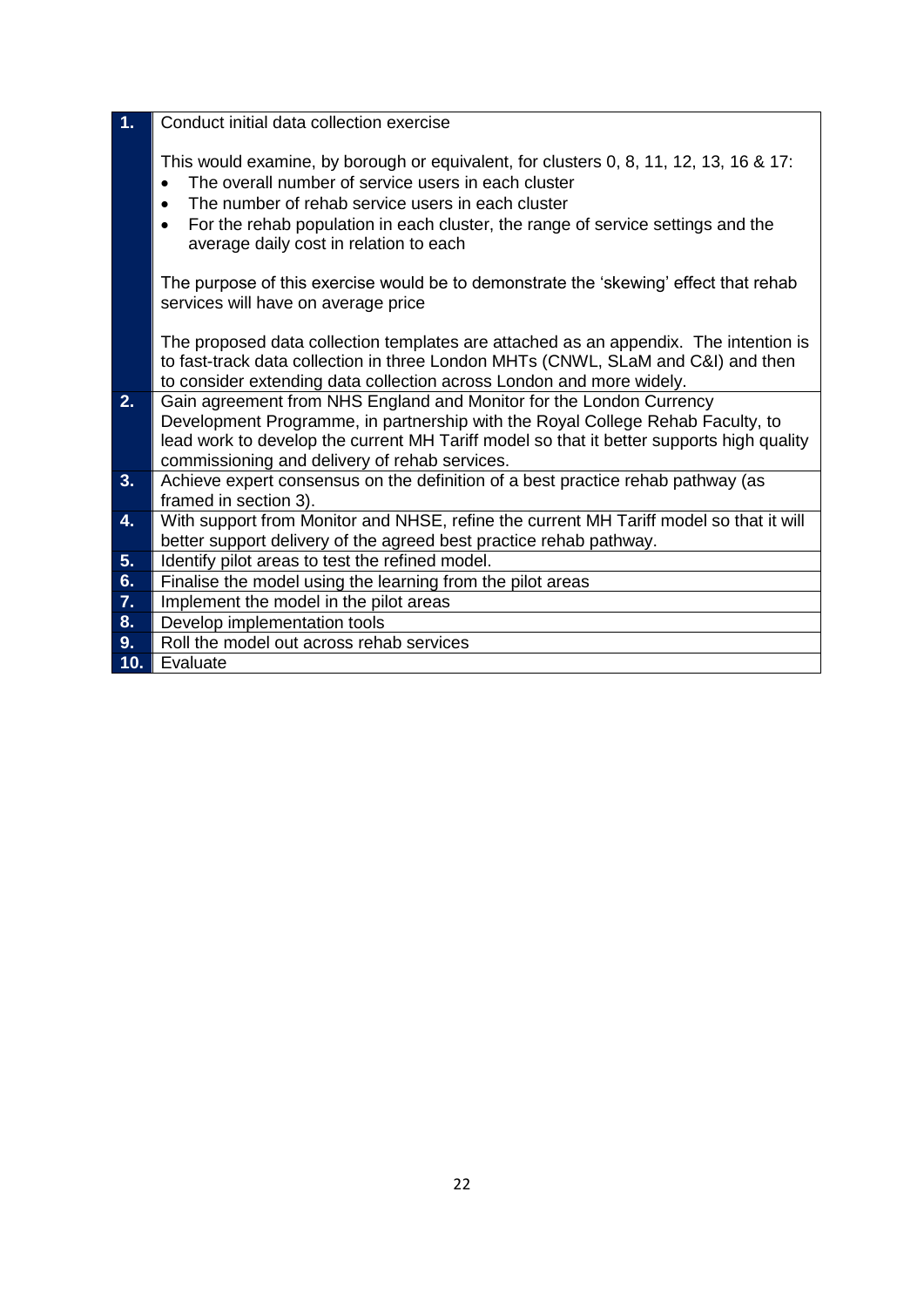| | |
|---|---|
| **1.** | Conduct initial data collection exercise<br><br>This would examine, by borough or equivalent, for clusters 0, 8, 11, 12, 13, 16 & 17:<br>• The overall number of service users in each cluster<br>• The number of rehab service users in each cluster<br>• For the rehab population in each cluster, the range of service settings and the average daily cost in relation to each<br><br>The purpose of this exercise would be to demonstrate the 'skewing' effect that rehab services will have on average price<br><br>The proposed data collection templates are attached as an appendix. The intention is to fast-track data collection in three London MHTs (CNWL, SLaM and C&I) and then to consider extending data collection across London and more widely. |
| **2.** | Gain agreement from NHS England and Monitor for the London Currency Development Programme, in partnership with the Royal College Rehab Faculty, to lead work to develop the current MH Tariff model so that it better supports high quality commissioning and delivery of rehab services. |
| **3.** | Achieve expert consensus on the definition of a best practice rehab pathway (as framed in section 3). |
| **4.** | With support from Monitor and NHSE, refine the current MH Tariff model so that it will better support delivery of the agreed best practice rehab pathway. |
| **5.** | Identify pilot areas to test the refined model. |
| **6.** | Finalise the model using the learning from the pilot areas |
| **7.** | Implement the model in the pilot areas |
| **8.** | Develop implementation tools |
| **9.** | Roll the model out across rehab services |
| **10.** | Evaluate |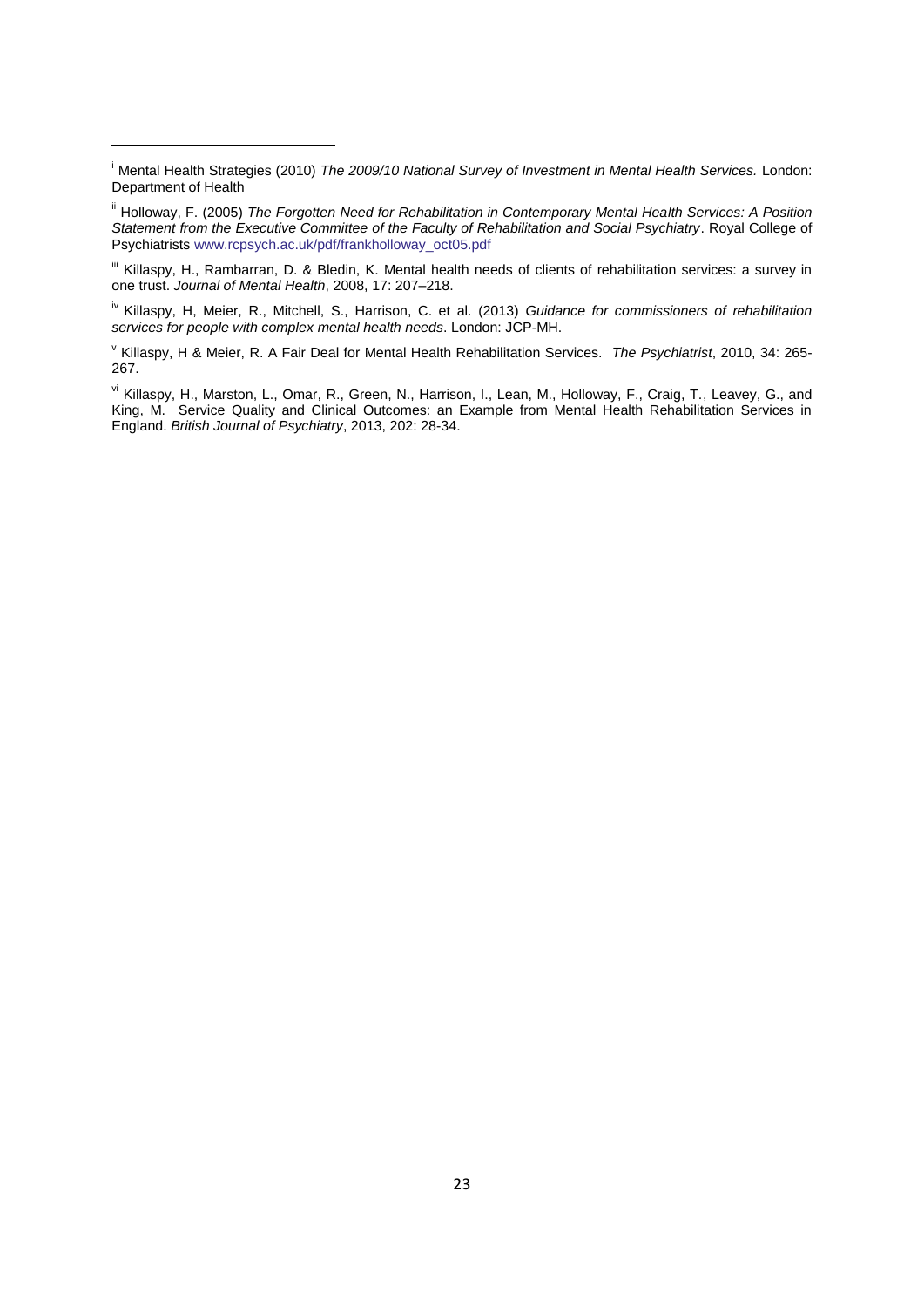[i] Mental Health Strategies (2010) *The 2009/10 National Survey of Investment in Mental Health Services.* London: Department of Health

[ii] Holloway, F. (2005) *The Forgotten Need for Rehabilitation in Contemporary Mental Health Services: A Position Statement from the Executive Committee of the Faculty of Rehabilitation and Social Psychiatry*. Royal College of Psychiatrists www.rcpsych.ac.uk/pdf/frankholloway_oct05.pdf

[iii] Killaspy, H., Rambarran, D. & Bledin, K. Mental health needs of clients of rehabilitation services: a survey in one trust. *Journal of Mental Health*, 2008, 17: 207–218.

[iv] Killaspy, H, Meier, R., Mitchell, S., Harrison, C. et al. (2013) *Guidance for commissioners of rehabilitation services for people with complex mental health needs*. London: JCP-MH.

[v] Killaspy, H & Meier, R. A Fair Deal for Mental Health Rehabilitation Services. *The Psychiatrist*, 2010, 34: 265-267.

[vi] Killaspy, H., Marston, L., Omar, R., Green, N., Harrison, I., Lean, M., Holloway, F., Craig, T., Leavey, G., and King, M. Service Quality and Clinical Outcomes: an Example from Mental Health Rehabilitation Services in England. *British Journal of Psychiatry*, 2013, 202: 28-34.